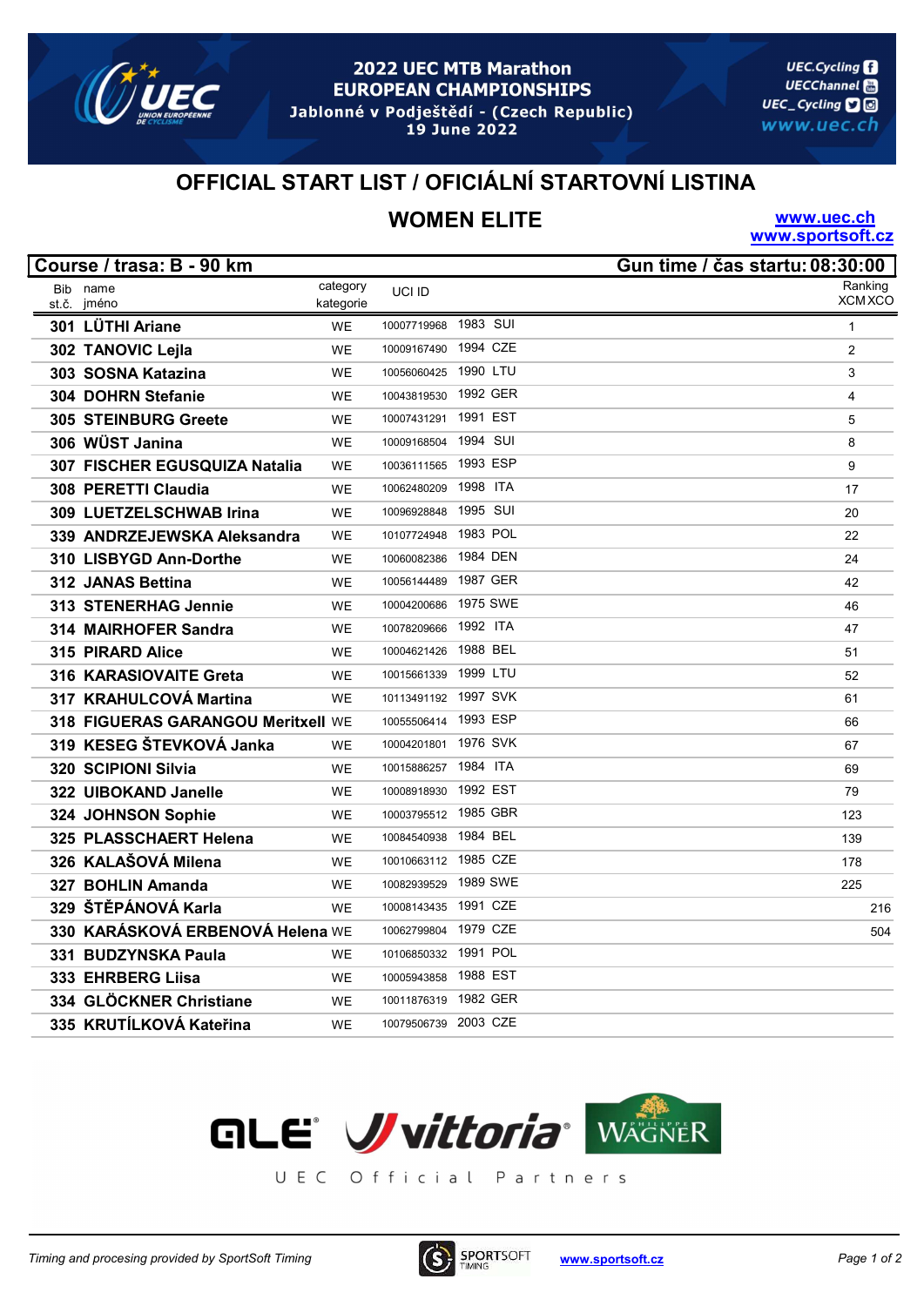# 2022 UEC MTB Marathon EUROPEAN CHAMPIONSHIPS

Jablonné v Podještědí - (Czech Republic)
19 June 2022

UEC.Cycling
UECChannel
UEC_Cycling
www.uec.ch

## OFFICIAL START LIST / OFICIÁLNÍ STARTOVNÍ LISTINA

## WOMEN ELITE

www.uec.ch
www.sportsoft.cz

**Course / trasa: B - 90 km** — **Gun time / čas startu: 08:30:00**

| Bib st.č. | name jméno | category kategorie | UCI ID | | | Ranking XCM | Ranking XCO |
|---|---|---|---|---|---|---|---|
| 301 | LÜTHI Ariane | WE | 10007719968 | 1983 | SUI | 1 | |
| 302 | TANOVIC Lejla | WE | 10009167490 | 1994 | CZE | 2 | |
| 303 | SOSNA Katazina | WE | 10056060425 | 1990 | LTU | 3 | |
| 304 | DOHRN Stefanie | WE | 10043819530 | 1992 | GER | 4 | |
| 305 | STEINBURG Greete | WE | 10007431291 | 1991 | EST | 5 | |
| 306 | WÜST Janina | WE | 10009168504 | 1994 | SUI | 8 | |
| 307 | FISCHER EGUSQUIZA Natalia | WE | 10036111565 | 1993 | ESP | 9 | |
| 308 | PERETTI Claudia | WE | 10062480209 | 1998 | ITA | 17 | |
| 309 | LUETZELSCHWAB Irina | WE | 10096928848 | 1995 | SUI | 20 | |
| 339 | ANDRZEJEWSKA Aleksandra | WE | 10107724948 | 1983 | POL | 22 | |
| 310 | LISBYGD Ann-Dorthe | WE | 10060082386 | 1984 | DEN | 24 | |
| 312 | JANAS Bettina | WE | 10056144489 | 1987 | GER | 42 | |
| 313 | STENERHAG Jennie | WE | 10004200686 | 1975 | SWE | 46 | |
| 314 | MAIRHOFER Sandra | WE | 10078209666 | 1992 | ITA | 47 | |
| 315 | PIRARD Alice | WE | 10004621426 | 1988 | BEL | 51 | |
| 316 | KARASIOVAITE Greta | WE | 10015661339 | 1999 | LTU | 52 | |
| 317 | KRAHULCOVÁ Martina | WE | 10113491192 | 1997 | SVK | 61 | |
| 318 | FIGUERAS GARANGOU Meritxell | WE | 10055506414 | 1993 | ESP | 66 | |
| 319 | KESEG ŠTEVKOVÁ Janka | WE | 10004201801 | 1976 | SVK | 67 | |
| 320 | SCIPIONI Silvia | WE | 10015886257 | 1984 | ITA | 69 | |
| 322 | UIBOKAND Janelle | WE | 10008918930 | 1992 | EST | 79 | |
| 324 | JOHNSON Sophie | WE | 10003795512 | 1985 | GBR | 123 | |
| 325 | PLASSCHAERT Helena | WE | 10084540938 | 1984 | BEL | 139 | |
| 326 | KALAŠOVÁ Milena | WE | 10010663112 | 1985 | CZE | 178 | |
| 327 | BOHLIN Amanda | WE | 10082939529 | 1989 | SWE | 225 | |
| 329 | ŠTĚPÁNOVÁ Karla | WE | 10008143435 | 1991 | CZE | | 216 |
| 330 | KARÁSKOVÁ ERBENOVÁ Helena | WE | 10062799804 | 1979 | CZE | | 504 |
| 331 | BUDZYNSKA Paula | WE | 10106850332 | 1991 | POL | | |
| 333 | EHRBERG Liisa | WE | 10005943858 | 1988 | EST | | |
| 334 | GLÖCKNER Christiane | WE | 10011876319 | 1982 | GER | | |
| 335 | KRUTÍLKOVÁ Kateřina | WE | 10079506739 | 2003 | CZE | | |

UEC Official Partners

Timing and procesing provided by SportSoft Timing — www.sportsoft.cz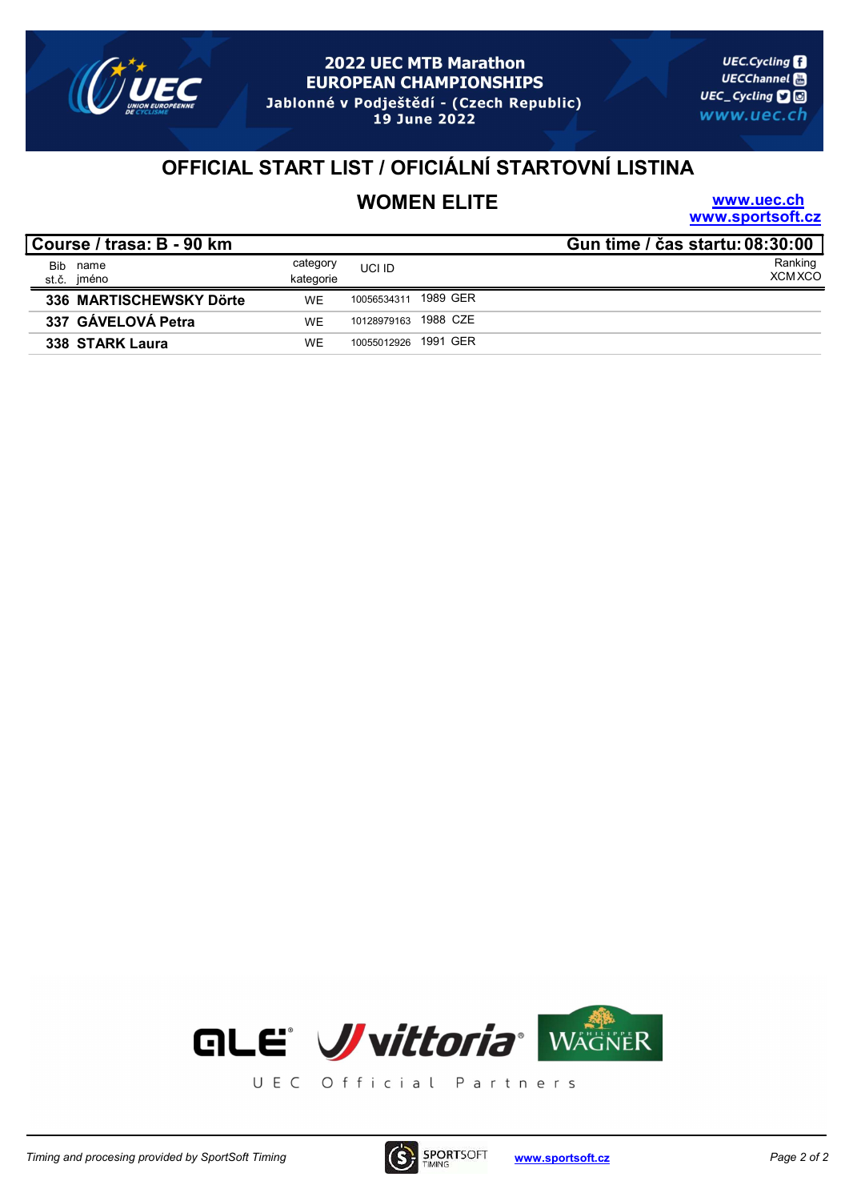# OFFICIAL START LIST / OFICIÁLNÍ STARTOVNÍ LISTINA

## WOMEN ELITE

www.uec.ch
www.sportsoft.cz

**Course / trasa: B - 90 km** — **Gun time / čas startu: 08:30:00**

| Bib st.č. | name jméno | category kategorie | UCI ID | | | Ranking XCM XCO |
|---|---|---|---|---|---|---|
| **336** | **MARTISCHEWSKY Dörte** | WE | 10056534311 | 1989 | GER | |
| **337** | **GÁVELOVÁ Petra** | WE | 10128979163 | 1988 | CZE | |
| **338** | **STARK Laura** | WE | 10055012926 | 1991 | GER | |

UEC Official Partners

*Timing and procesing provided by SportSoft Timing*

www.sportsoft.cz